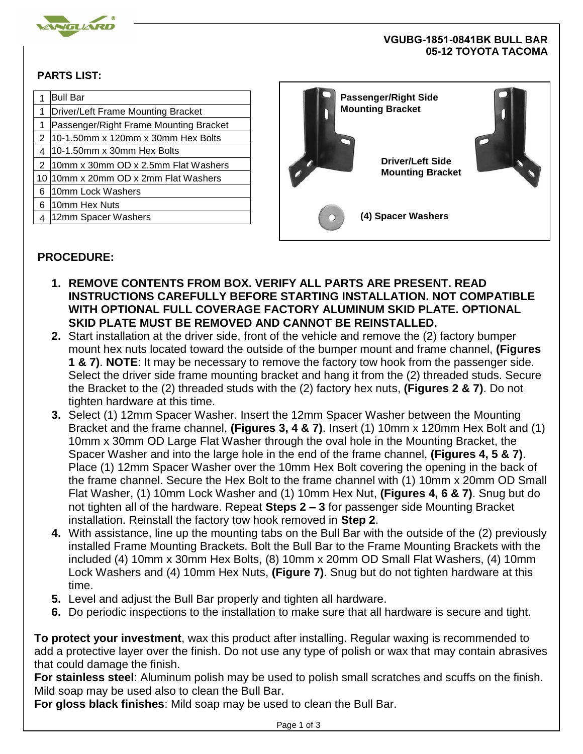**VGUBG-1851-0841BK BULL BAR**
**05-12 TOYOTA TACOMA**

## PARTS LIST:

| | |
|---|---|
| 1 | Bull Bar |
| 1 | Driver/Left Frame Mounting Bracket |
| 1 | Passenger/Right Frame Mounting Bracket |
| 2 | 10-1.50mm x 120mm x 30mm Hex Bolts |
| 4 | 10-1.50mm x 30mm Hex Bolts |
| 2 | 10mm x 30mm OD x 2.5mm Flat Washers |
| 10 | 10mm x 20mm OD x 2mm Flat Washers |
| 6 | 10mm Lock Washers |
| 6 | 10mm Hex Nuts |
| 4 | 12mm Spacer Washers |

**Passenger/Right Side Mounting Bracket**

**Driver/Left Side Mounting Bracket**

**(4) Spacer Washers**

## PROCEDURE:

1. **REMOVE CONTENTS FROM BOX. VERIFY ALL PARTS ARE PRESENT. READ INSTRUCTIONS CAREFULLY BEFORE STARTING INSTALLATION. NOT COMPATIBLE WITH OPTIONAL FULL COVERAGE FACTORY ALUMINUM SKID PLATE. OPTIONAL SKID PLATE MUST BE REMOVED AND CANNOT BE REINSTALLED.**
2. Start installation at the driver side, front of the vehicle and remove the (2) factory bumper mount hex nuts located toward the outside of the bumper mount and frame channel, **(Figures 1 & 7)**. **NOTE**: It may be necessary to remove the factory tow hook from the passenger side. Select the driver side frame mounting bracket and hang it from the (2) threaded studs. Secure the Bracket to the (2) threaded studs with the (2) factory hex nuts, **(Figures 2 & 7)**. Do not tighten hardware at this time.
3. Select (1) 12mm Spacer Washer. Insert the 12mm Spacer Washer between the Mounting Bracket and the frame channel, **(Figures 3, 4 & 7)**. Insert (1) 10mm x 120mm Hex Bolt and (1) 10mm x 30mm OD Large Flat Washer through the oval hole in the Mounting Bracket, the Spacer Washer and into the large hole in the end of the frame channel, **(Figures 4, 5 & 7)**. Place (1) 12mm Spacer Washer over the 10mm Hex Bolt covering the opening in the back of the frame channel. Secure the Hex Bolt to the frame channel with (1) 10mm x 20mm OD Small Flat Washer, (1) 10mm Lock Washer and (1) 10mm Hex Nut, **(Figures 4, 6 & 7)**. Snug but do not tighten all of the hardware. Repeat **Steps 2 – 3** for passenger side Mounting Bracket installation. Reinstall the factory tow hook removed in **Step 2**.
4. With assistance, line up the mounting tabs on the Bull Bar with the outside of the (2) previously installed Frame Mounting Brackets. Bolt the Bull Bar to the Frame Mounting Brackets with the included (4) 10mm x 30mm Hex Bolts, (8) 10mm x 20mm OD Small Flat Washers, (4) 10mm Lock Washers and (4) 10mm Hex Nuts, **(Figure 7)**. Snug but do not tighten hardware at this time.
5. Level and adjust the Bull Bar properly and tighten all hardware.
6. Do periodic inspections to the installation to make sure that all hardware is secure and tight.

**To protect your investment**, wax this product after installing. Regular waxing is recommended to add a protective layer over the finish. Do not use any type of polish or wax that may contain abrasives that could damage the finish.

**For stainless steel**: Aluminum polish may be used to polish small scratches and scuffs on the finish. Mild soap may be used also to clean the Bull Bar.

**For gloss black finishes**: Mild soap may be used to clean the Bull Bar.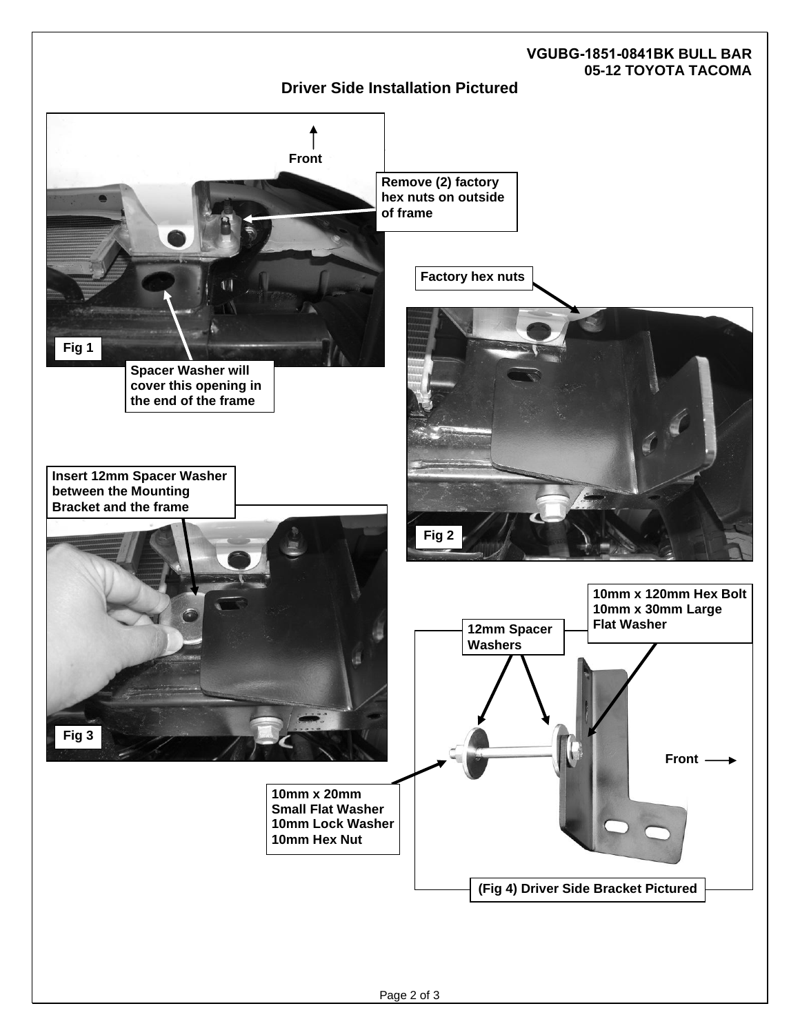**VGUBG-1851-0841BK BULL BAR**
**05-12 TOYOTA TACOMA**

## Driver Side Installation Pictured

Front

Remove (2) factory hex nuts on outside of frame

Fig 1

Spacer Washer will cover this opening in the end of the frame

Factory hex nuts

Fig 2

Insert 12mm Spacer Washer between the Mounting Bracket and the frame

Fig 3

10mm x 120mm Hex Bolt
10mm x 30mm Large Flat Washer

12mm Spacer Washers

Front

10mm x 20mm Small Flat Washer
10mm Lock Washer
10mm Hex Nut

(Fig 4) Driver Side Bracket Pictured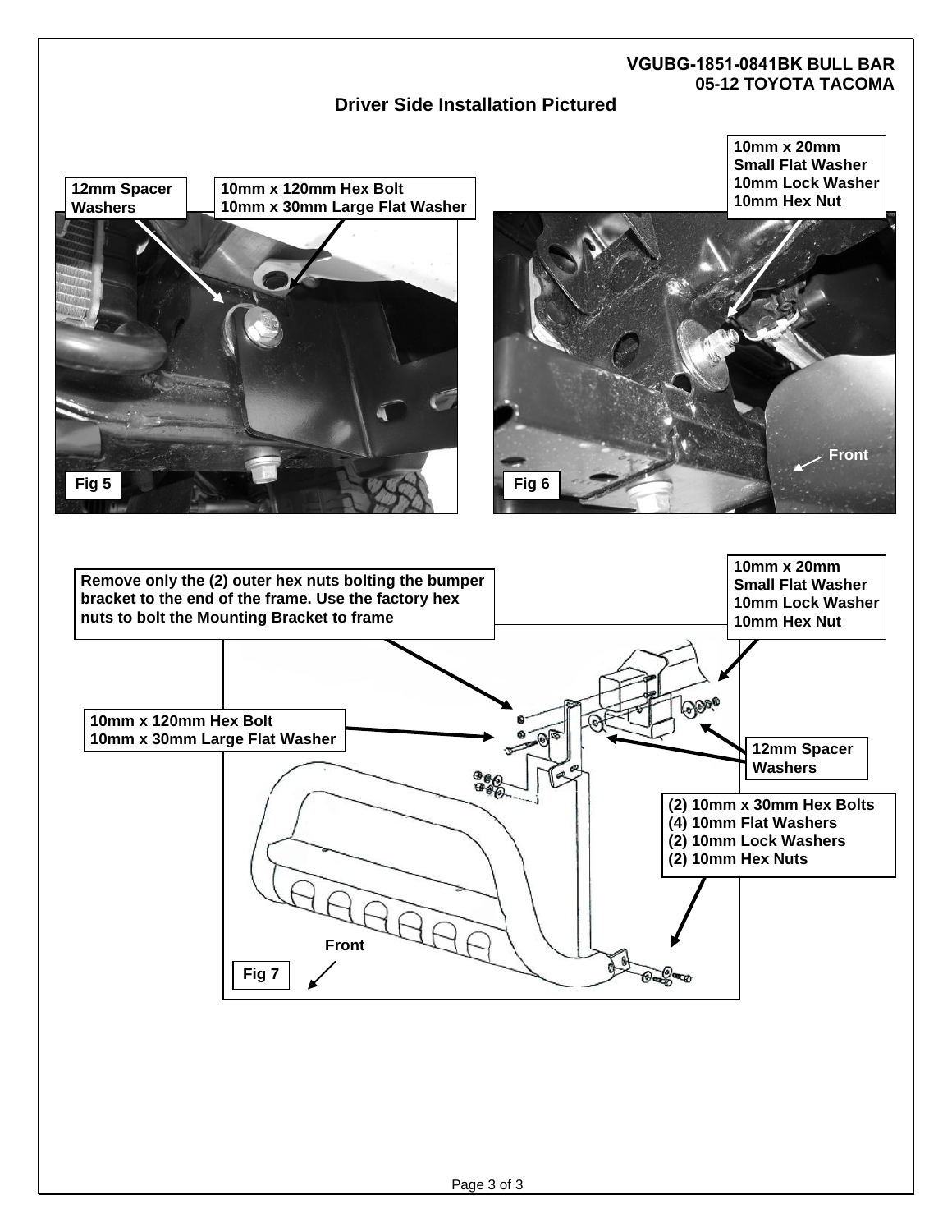**VGUBG-1851-0841BK BULL BAR**
**05-12 TOYOTA TACOMA**

## Driver Side Installation Pictured

12mm Spacer Washers

10mm x 120mm Hex Bolt
10mm x 30mm Large Flat Washer

10mm x 20mm Small Flat Washer
10mm Lock Washer
10mm Hex Nut

Fig 5

Fig 6

Front

Remove only the (2) outer hex nuts bolting the bumper bracket to the end of the frame. Use the factory hex nuts to bolt the Mounting Bracket to frame

10mm x 20mm Small Flat Washer
10mm Lock Washer
10mm Hex Nut

10mm x 120mm Hex Bolt
10mm x 30mm Large Flat Washer

12mm Spacer Washers

(2) 10mm x 30mm Hex Bolts
(4) 10mm Flat Washers
(2) 10mm Lock Washers
(2) 10mm Hex Nuts

Front

Fig 7